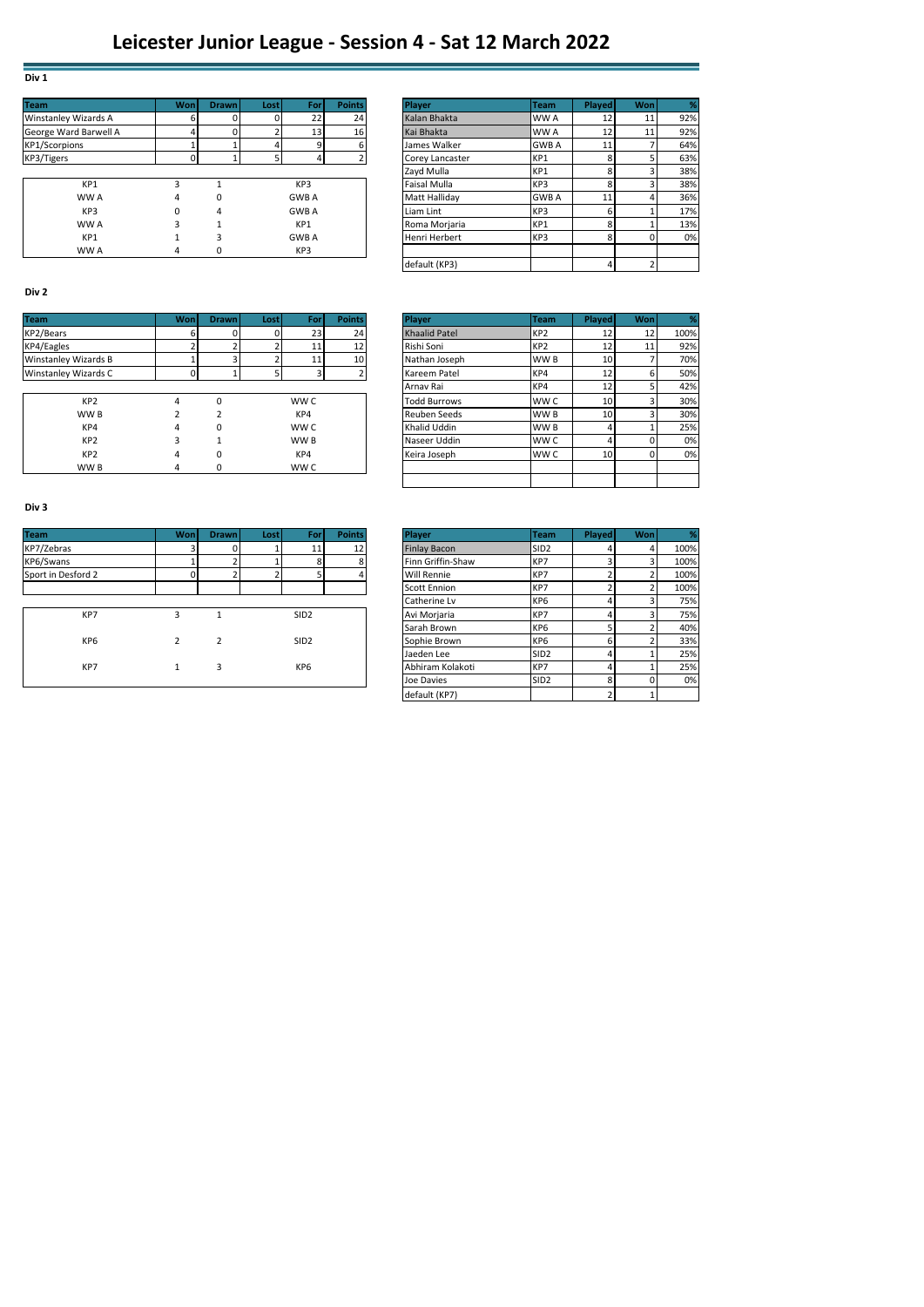# Leicester Junior League - Session 4 - Sat 12 March 2022

### Div 1

| Team | Won | Drawn | Lost | For | Points |
|---|---|---|---|---|---|
| Winstanley Wizards A | 6 | 0 | 0 | 22 | 24 |
| George Ward Barwell A | 4 | 0 | 2 | 13 | 16 |
| KP1/Scorpions | 1 | 1 | 4 | 9 | 6 |
| KP3/Tigers | 0 | 1 | 5 | 4 | 2 |

| | | | |
|---|---|---|---|
| KP1 | 3 | 1 | KP3 |
| WW A | 4 | 0 | GWB A |
| KP3 | 0 | 4 | GWB A |
| WW A | 3 | 1 | KP1 |
| KP1 | 1 | 3 | GWB A |
| WW A | 4 | 0 | KP3 |

| Player | Team | Played | Won | % |
|---|---|---|---|---|
| Kalan Bhakta | WW A | 12 | 11 | 92% |
| Kai Bhakta | WW A | 12 | 11 | 92% |
| James Walker | GWB A | 11 | 7 | 64% |
| Corey Lancaster | KP1 | 8 | 5 | 63% |
| Zayd Mulla | KP1 | 8 | 3 | 38% |
| Faisal Mulla | KP3 | 8 | 3 | 38% |
| Matt Halliday | GWB A | 11 | 4 | 36% |
| Liam Lint | KP3 | 6 | 1 | 17% |
| Roma Morjaria | KP1 | 8 | 1 | 13% |
| Henri Herbert | KP3 | 8 | 0 | 0% |
| | | | | |
| default (KP3) | | 4 | 2 | |

### Div 2

| Team | Won | Drawn | Lost | For | Points |
|---|---|---|---|---|---|
| KP2/Bears | 6 | 0 | 0 | 23 | 24 |
| KP4/Eagles | 2 | 2 | 2 | 11 | 12 |
| Winstanley Wizards B | 1 | 3 | 2 | 11 | 10 |
| Winstanley Wizards C | 0 | 1 | 5 | 3 | 2 |

| | | | |
|---|---|---|---|
| KP2 | 4 | 0 | WW C |
| WW B | 2 | 2 | KP4 |
| KP4 | 4 | 0 | WW C |
| KP2 | 3 | 1 | WW B |
| KP2 | 4 | 0 | KP4 |
| WW B | 4 | 0 | WW C |

| Player | Team | Played | Won | % |
|---|---|---|---|---|
| Khaalid Patel | KP2 | 12 | 12 | 100% |
| Rishi Soni | KP2 | 12 | 11 | 92% |
| Nathan Joseph | WW B | 10 | 7 | 70% |
| Kareem Patel | KP4 | 12 | 6 | 50% |
| Arnav Rai | KP4 | 12 | 5 | 42% |
| Todd Burrows | WW C | 10 | 3 | 30% |
| Reuben Seeds | WW B | 10 | 3 | 30% |
| Khalid Uddin | WW B | 4 | 1 | 25% |
| Naseer Uddin | WW C | 4 | 0 | 0% |
| Keira Joseph | WW C | 10 | 0 | 0% |

### Div 3

| Team | Won | Drawn | Lost | For | Points |
|---|---|---|---|---|---|
| KP7/Zebras | 3 | 0 | 1 | 11 | 12 |
| KP6/Swans | 1 | 2 | 1 | 8 | 8 |
| Sport in Desford 2 | 0 | 2 | 2 | 5 | 4 |

| | | | |
|---|---|---|---|
| KP7 | 3 | 1 | SID2 |
| KP6 | 2 | 2 | SID2 |
| KP7 | 1 | 3 | KP6 |

| Player | Team | Played | Won | % |
|---|---|---|---|---|
| Finlay Bacon | SID2 | 4 | 4 | 100% |
| Finn Griffin-Shaw | KP7 | 3 | 3 | 100% |
| Will Rennie | KP7 | 2 | 2 | 100% |
| Scott Ennion | KP7 | 2 | 2 | 100% |
| Catherine Lv | KP6 | 4 | 3 | 75% |
| Avi Morjaria | KP7 | 4 | 3 | 75% |
| Sarah Brown | KP6 | 5 | 2 | 40% |
| Sophie Brown | KP6 | 6 | 2 | 33% |
| Jaeden Lee | SID2 | 4 | 1 | 25% |
| Abhiram Kolakoti | KP7 | 4 | 1 | 25% |
| Joe Davies | SID2 | 8 | 0 | 0% |
| default (KP7) | | 2 | 1 | |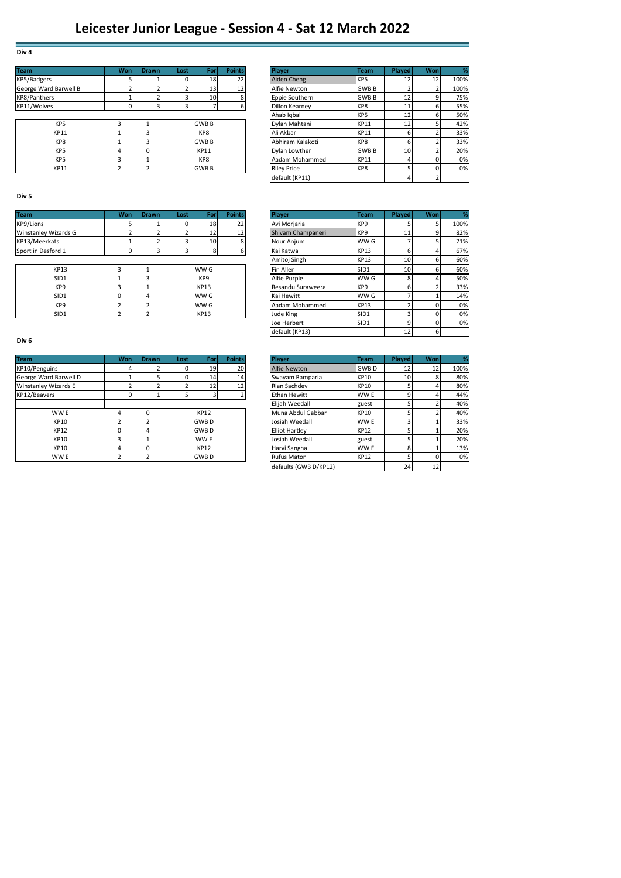# Leicester Junior League - Session 4 - Sat 12 March 2022

**Div 4**

| Team | Won | Drawn | Lost | For | Points |
|---|---|---|---|---|---|
| KP5/Badgers | 5 | 1 | 0 | 18 | 22 |
| George Ward Barwell B | 2 | 2 | 2 | 13 | 12 |
| KP8/Panthers | 1 | 2 | 3 | 10 | 8 |
| KP11/Wolves | 0 | 3 | 3 | 7 | 6 |

| Home | | | Away |
|---|---|---|---|
| KP5 | 3 | 1 | GWB B |
| KP11 | 1 | 3 | KP8 |
| KP8 | 1 | 3 | GWB B |
| KP5 | 4 | 0 | KP11 |
| KP5 | 3 | 1 | KP8 |
| KP11 | 2 | 2 | GWB B |

| Player | Team | Played | Won | % |
|---|---|---|---|---|
| Aiden Cheng | KP5 | 12 | 12 | 100% |
| Alfie Newton | GWB B | 2 | 2 | 100% |
| Eppie Southern | GWB B | 12 | 9 | 75% |
| Dillon Kearney | KP8 | 11 | 6 | 55% |
| Ahab Iqbal | KP5 | 12 | 6 | 50% |
| Dylan Mahtani | KP11 | 12 | 5 | 42% |
| Ali Akbar | KP11 | 6 | 2 | 33% |
| Abhiram Kalakoti | KP8 | 6 | 2 | 33% |
| Dylan Lowther | GWB B | 10 | 2 | 20% |
| Aadam Mohammed | KP11 | 4 | 0 | 0% |
| Riley Price | KP8 | 5 | 0 | 0% |
| default (KP11) | | 4 | 2 | |

**Div 5**

| Team | Won | Drawn | Lost | For | Points |
|---|---|---|---|---|---|
| KP9/Lions | 5 | 1 | 0 | 18 | 22 |
| Winstanley Wizards G | 2 | 2 | 2 | 12 | 12 |
| KP13/Meerkats | 1 | 2 | 3 | 10 | 8 |
| Sport in Desford 1 | 0 | 3 | 3 | 8 | 6 |

| Home | | | Away |
|---|---|---|---|
| KP13 | 3 | 1 | WW G |
| SID1 | 1 | 3 | KP9 |
| KP9 | 3 | 1 | KP13 |
| SID1 | 0 | 4 | WW G |
| KP9 | 2 | 2 | WW G |
| SID1 | 2 | 2 | KP13 |

| Player | Team | Played | Won | % |
|---|---|---|---|---|
| Avi Morjaria | KP9 | 5 | 5 | 100% |
| Shivam Champaneri | KP9 | 11 | 9 | 82% |
| Nour Anjum | WW G | 7 | 5 | 71% |
| Kai Katwa | KP13 | 6 | 4 | 67% |
| Amitoj Singh | KP13 | 10 | 6 | 60% |
| Fin Allen | SID1 | 10 | 6 | 60% |
| Alfie Purple | WW G | 8 | 4 | 50% |
| Resandu Suraweera | KP9 | 6 | 2 | 33% |
| Kai Hewitt | WW G | 7 | 1 | 14% |
| Aadam Mohammed | KP13 | 2 | 0 | 0% |
| Jude King | SID1 | 3 | 0 | 0% |
| Joe Herbert | SID1 | 9 | 0 | 0% |
| default (KP13) | | 12 | 6 | |

**Div 6**

| Team | Won | Drawn | Lost | For | Points |
|---|---|---|---|---|---|
| KP10/Penguins | 4 | 2 | 0 | 19 | 20 |
| George Ward Barwell D | 1 | 5 | 0 | 14 | 14 |
| Winstanley Wizards E | 2 | 2 | 2 | 12 | 12 |
| KP12/Beavers | 0 | 1 | 5 | 3 | 2 |

| Home | | | Away |
|---|---|---|---|
| WW E | 4 | 0 | KP12 |
| KP10 | 2 | 2 | GWB D |
| KP12 | 0 | 4 | GWB D |
| KP10 | 3 | 1 | WW E |
| KP10 | 4 | 0 | KP12 |
| WW E | 2 | 2 | GWB D |

| Player | Team | Played | Won | % |
|---|---|---|---|---|
| Alfie Newton | GWB D | 12 | 12 | 100% |
| Swayam Ramparia | KP10 | 10 | 8 | 80% |
| Rian Sachdev | KP10 | 5 | 4 | 80% |
| Ethan Hewitt | WW E | 9 | 4 | 44% |
| Elijah Weedall | guest | 5 | 2 | 40% |
| Muna Abdul Gabbar | KP10 | 5 | 2 | 40% |
| Josiah Weedall | WW E | 3 | 1 | 33% |
| Elliot Hartley | KP12 | 5 | 1 | 20% |
| Josiah Weedall | guest | 5 | 1 | 20% |
| Harvi Sangha | WW E | 8 | 1 | 13% |
| Rufus Maton | KP12 | 5 | 0 | 0% |
| defaults (GWB D/KP12) | | 24 | 12 | |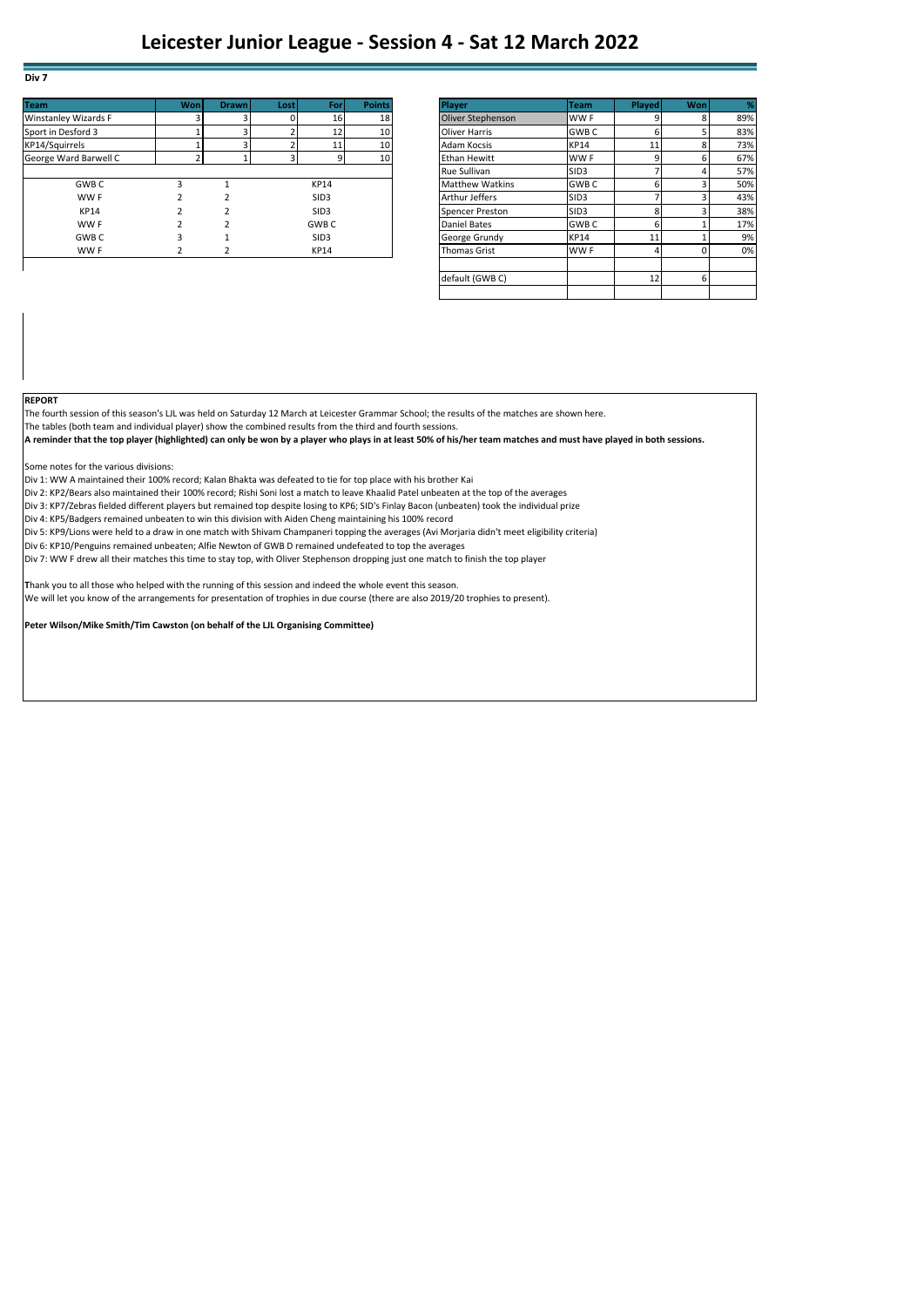# Leicester Junior League - Session 4 - Sat 12 March 2022

**Div 7**

| Team | Won | Drawn | Lost | For | Points |
|---|---|---|---|---|---|
| Winstanley Wizards F | 3 | 3 | 0 | 16 | 18 |
| Sport in Desford 3 | 1 | 3 | 2 | 12 | 10 |
| KP14/Squirrels | 1 | 3 | 2 | 11 | 10 |
| George Ward Barwell C | 2 | 1 | 3 | 9 | 10 |

| | | | |
|---|---|---|---|
| GWB C | 3 | 1 | KP14 |
| WW F | 2 | 2 | SID3 |
| KP14 | 2 | 2 | SID3 |
| WW F | 2 | 2 | GWB C |
| GWB C | 3 | 1 | SID3 |
| WW F | 2 | 2 | KP14 |

| Player | Team | Played | Won | % |
|---|---|---|---|---|
| Oliver Stephenson | WW F | 9 | 8 | 89% |
| Oliver Harris | GWB C | 6 | 5 | 83% |
| Adam Kocsis | KP14 | 11 | 8 | 73% |
| Ethan Hewitt | WW F | 9 | 6 | 67% |
| Rue Sullivan | SID3 | 7 | 4 | 57% |
| Matthew Watkins | GWB C | 6 | 3 | 50% |
| Arthur Jeffers | SID3 | 7 | 3 | 43% |
| Spencer Preston | SID3 | 8 | 3 | 38% |
| Daniel Bates | GWB C | 6 | 1 | 17% |
| George Grundy | KP14 | 11 | 1 | 9% |
| Thomas Grist | WW F | 4 | 0 | 0% |
| | | | | |
| default (GWB C) | | 12 | 6 | |

**REPORT**

The fourth session of this season's LJL was held on Saturday 12 March at Leicester Grammar School; the results of the matches are shown here.
The tables (both team and individual player) show the combined results from the third and fourth sessions.
**A reminder that the top player (highlighted) can only be won by a player who plays in at least 50% of his/her team matches and must have played in both sessions.**

Some notes for the various divisions:

Div 1: WW A maintained their 100% record; Kalan Bhakta was defeated to tie for top place with his brother Kai
Div 2: KP2/Bears also maintained their 100% record; Rishi Soni lost a match to leave Khaalid Patel unbeaten at the top of the averages
Div 3: KP7/Zebras fielded different players but remained top despite losing to KP6; SID's Finlay Bacon (unbeaten) took the individual prize
Div 4: KP5/Badgers remained unbeaten to win this division with Aiden Cheng maintaining his 100% record
Div 5: KP9/Lions were held to a draw in one match with Shivam Champaneri topping the averages (Avi Morjaria didn't meet eligibility criteria)
Div 6: KP10/Penguins remained unbeaten; Alfie Newton of GWB D remained undefeated to top the averages
Div 7: WW F drew all their matches this time to stay top, with Oliver Stephenson dropping just one match to finish the top player

Thank you to all those who helped with the running of this session and indeed the whole event this season.
We will let you know of the arrangements for presentation of trophies in due course (there are also 2019/20 trophies to present).

**Peter Wilson/Mike Smith/Tim Cawston (on behalf of the LJL Organising Committee)**